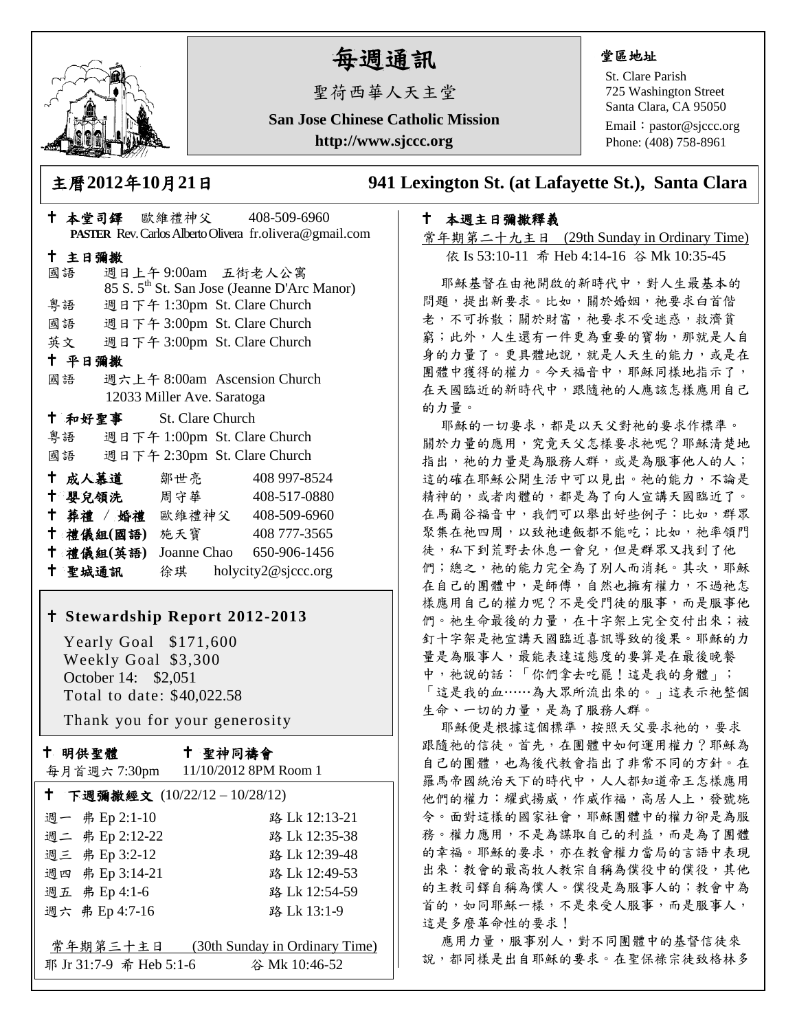# 每週通訊

聖荷西華人天主堂

**San Jose Chinese Catholic Mission**

**http://www.sjccc.org**

**堂區地址**

St. Clare Parish
725 Washington Street
Santa Clara, CA 95050
Email：pastor@sjccc.org
Phone: (408) 758-8961

## 主曆2012年10月21日　　941 Lexington St. (at Lafayette St.), Santa Clara

✝ **本堂司鐸**　歐維禮神父　408-509-6960
**PASTER** Rev. Carlos Alberto Olivera fr.olivera@gmail.com

✝ **主日彌撒**

國語　週日上午 9:00am　五街老人公寓
85 S. 5th St. San Jose (Jeanne D'Arc Manor)
粵語　週日下午 1:30pm St. Clare Church
國語　週日下午 3:00pm St. Clare Church
英文　週日下午 3:00pm St. Clare Church

✝ **平日彌撒**

國語　週六上午 8:00am Ascension Church
12033 Miller Ave. Saratoga

✝ **和好聖事**　St. Clare Church

粵語　週日下午 1:00pm St. Clare Church
國語　週日下午 2:30pm St. Clare Church

✝ **成人慕道**　鄒世亮　408 997-8524
✝ **嬰兒領洗**　周守華　408-517-0880
✝ **葬禮 / 婚禮**　歐維禮神父　408-509-6960
✝ **禮儀組(國語)**　施天寶　408 777-3565
✝ **禮儀組(英語)**　Joanne Chao　650-906-1456
✝ **聖城通訊**　徐琪　holycity2@sjccc.org

✝ **Stewardship Report 2012-2013**

Yearly Goal $171,600
Weekly Goal $3,300
October 14: $2,051
Total to date: $40,022.58

Thank you for your generosity

✝ **明供聖體**
每月首週六 7:30pm

✝ **聖神同禱會**
11/10/2012 8PM Room 1

✝ **下週彌撒經文** (10/22/12 – 10/28/12)

| | | |
|---|---|---|
| 週一 | 弗 Ep 2:1-10 | 路 Lk 12:13-21 |
| 週二 | 弗 Ep 2:12-22 | 路 Lk 12:35-38 |
| 週三 | 弗 Ep 3:2-12 | 路 Lk 12:39-48 |
| 週四 | 弗 Ep 3:14-21 | 路 Lk 12:49-53 |
| 週五 | 弗 Ep 4:1-6 | 路 Lk 12:54-59 |
| 週六 | 弗 Ep 4:7-16 | 路 Lk 13:1-9 |

常年期第三十主日　(30th Sunday in Ordinary Time)
耶 Jr 31:7-9 希 Heb 5:1-6　谷 Mk 10:46-52

✝ **本週主日彌撒釋義**

常年期第二十九主日 (29th Sunday in Ordinary Time)
依 Is 53:10-11 希 Heb 4:14-16 谷 Mk 10:35-45

耶穌基督在由祂開啟的新時代中，對人生最基本的問題，提出新要求。比如，關於婚姻，祂要求白首偕老，不可拆散；關於財富，祂要求不受迷惑，救濟貧窮；此外，人生還有一件更為重要的寶物，那就是人自身的力量了。更具體地說，就是人天生的能力，或是在團體中獲得的權力。今天福音中，耶穌同樣地指示了，在天國臨近的新時代中，跟隨祂的人應該怎樣應用自己的力量。

耶穌的一切要求，都是以天父對祂的要求作標準。關於力量的應用，究竟天父怎樣要求祂呢？耶穌清楚地指出，祂的力量是為服務人群，或是為服事他人的人；這的確在耶穌公開生活中可以見出。祂的能力，不論是精神的，或者肉體的，都是為了向人宣講天國臨近了。在馬爾谷福音中，我們可以舉出好些例子：比如，群眾聚集在祂四周，以致祂連飯都不能吃；比如，祂率領門徒，私下到荒野去休息一會兒，但是群眾又找到了他們；總之，祂的能力完全為了別人而消耗。其次，耶穌在自己的團體中，是師傅，自然也擁有權力，不過祂怎樣應用自己的權力呢？不是受門徒的服事，而是服事他們。祂生命最後的力量，在十字架上完全交付出來；被釘十字架是祂宣講天國臨近喜訊導致的後果。耶穌的力量是為服事人，最能表達這態度的要算是在最後晚餐中，祂說的話：「你們拿去吃罷！這是我的身體」；「這是我的血……為大眾所流出來的。」這表示祂整個生命、一切的力量，是為了服務人群。

耶穌便是根據這個標準，按照天父要求祂的，要求跟隨祂的信徒。首先，在團體中如何運用權力？耶穌為自己的團體，也為後代教會指出了非常不同的方針。在羅馬帝國統治天下的時代中，人人都知道帝王怎樣應用他們的權力：耀武揚威，作威作福，高居人上，發號施令。面對這樣的國家社會，耶穌團體中的權力卻是為服務。權力應用，不是為謀取自己的利益，而是為了團體的幸福。耶穌的要求，亦在教會權力當局的言語中表現出來：教會的最高牧人教宗自稱為僕役中的僕役，其他的主教司鐸自稱為僕人。僕役是為服事人的；教會中為首的，如同耶穌一樣，不是來受人服事，而是服事人，這是多麼革命性的要求！

應用力量，服事別人，對不同團體中的基督信徒來說，都同樣是出自耶穌的要求。在聖保祿宗徒致格林多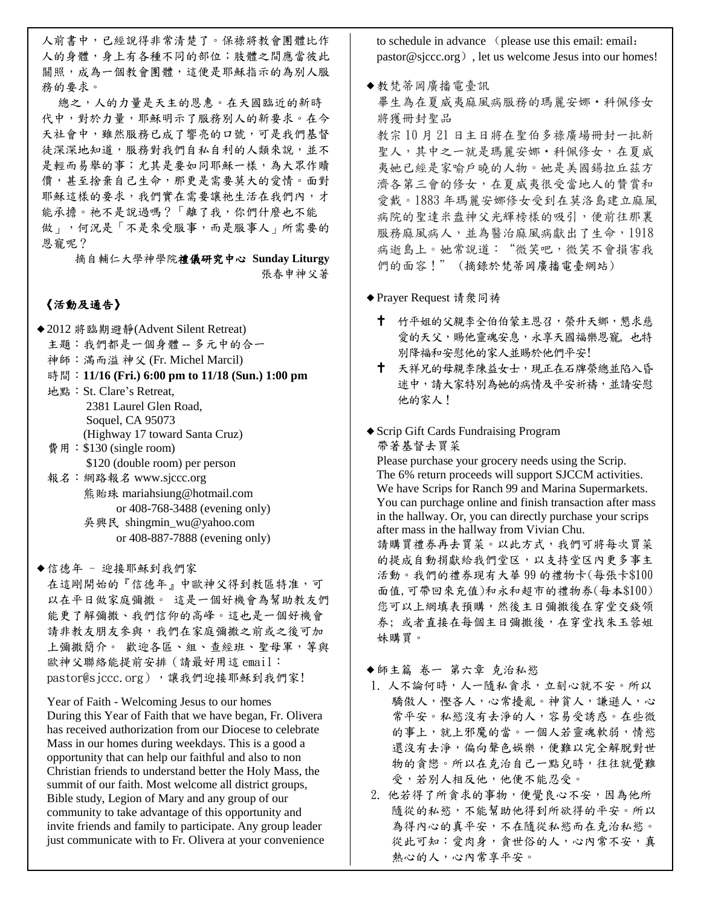人前書中，已經說得非常清楚了。保祿將教會團體比作人的身體，身上有各種不同的部位；肢體之間應當彼此關照，成為一個教會團體，這便是耶穌指示的為別人服務的要求。

總之，人的力量是天主的恩惠。在天國臨近的新時代中，對於力量，耶穌明示了服務別人的新要求。在今天社會中，雖然服務已成了響亮的口號，可是我們基督徒深深地知道，服務對我們自私自利的人類來說，並不是輕而易舉的事；尤其是要如同耶穌一樣，為大眾作贖價，甚至捨棄自己生命，那更是需要莫大的愛情。面對耶穌這樣的要求，我們實在需要讓祂生活在我們內，才能承擔。祂不是說過嗎？「離了我，你們什麼也不能做」，何況是「不是來受服事，而是服事人」所需要的恩寵呢？

摘自輔仁大學神學院**禮儀研究中心 Sunday Liturgy**
張春申神父著

## 《活動及通告》

◆2012 將臨期避靜(Advent Silent Retreat)
主題：我們都是一個身體 -- 多元中的合一
神師：滿而溢 神父 (Fr. Michel Marcil)
時間：**11/16 (Fri.) 6:00 pm to 11/18 (Sun.) 1:00 pm**
地點：St. Clare's Retreat,
2381 Laurel Glen Road,
Soquel, CA 95073
(Highway 17 toward Santa Cruz)
費用：$130 (single room)
$120 (double room) per person
報名：網路報名 www.sjccc.org
熊貽珠 mariahsiung@hotmail.com
or 408-768-3488 (evening only)
吳興民 shingmin_wu@yahoo.com
or 408-887-7888 (evening only)

◆信德年 – 迎接耶穌到我們家
在這剛開始的『信德年』中歐神父得到教區特准，可以在平日做家庭彌撒。 這是一個好機會為幫助教友們能更了解彌撒、我們信仰的高峰。這也是一個好機會請非教友朋友參與，我們在家庭彌撒之前或之後可加上彌撒簡介。 歡迎各區、組、查經班、聖母軍，等與歐神父聯絡能提前安排（請最好用這 email：pastor@sjccc.org），讓我們迎接耶穌到我們家!

Year of Faith - Welcoming Jesus to our homes
During this Year of Faith that we have began, Fr. Olivera has received authorization from our Diocese to celebrate Mass in our homes during weekdays. This is a good a opportunity that can help our faithful and also to non Christian friends to understand better the Holy Mass, the summit of our faith. Most welcome all district groups, Bible study, Legion of Mary and any group of our community to take advantage of this opportunity and invite friends and family to participate. Any group leader just communicate with to Fr. Olivera at your convenience to schedule in advance （please use this email: email：pastor@sjccc.org）, let us welcome Jesus into our homes!

◆教梵蒂岡廣播電臺訊
畢生為在夏威夷痲風病服務的瑪麗安娜•科佩修女將獲冊封聖品
教宗 10 月 21 日主日將在聖伯多祿廣場冊封一批新聖人，其中之一就是瑪麗安娜•科佩修女，在夏威夷她已經是家喻戶曉的人物。她是美國錫拉丘茲方濟各第三會的修女，在夏威夷很受當地人的贊賞和愛戴。1883 年瑪麗安娜修女受到在莫洛島建立痲風病院的聖達米盎神父光輝榜樣的吸引，便前往那裏服務痲風病人，並為醫治痲風病獻出了生命，1918 病逝島上。她常說道：“微笑吧，微笑不會損害我們的面容！”（摘錄於梵蒂岡廣播電臺網站）

◆Prayer Request 請眾同禱

✝ 竹平姐的父親李全伯伯蒙主恩召，榮升天鄉，懇求慈愛的天父，賜他靈魂安息，永享天國福樂恩寵, 也特別降福和安慰他的家人並賜於他們平安!

✝ 天祥兄的母親李陳益女士，現正在石牌榮總並陷入昏迷中，請大家特別為她的病情及平安祈禱，並請安慰他的家人！

◆Scrip Gift Cards Fundraising Program
帶著基督去買菜
Please purchase your grocery needs using the Scrip. The 6% return proceeds will support SJCCM activities. We have Scrips for Ranch 99 and Marina Supermarkets. You can purchage online and finish transaction after mass in the hallway. Or, you can directly purchase your scrips after mass in the hallway from Vivian Chu.
請購買禮券再去買菜。以此方式，我們可將每次買菜的提成自動捐獻給我們堂區，以支持堂區內更多事主活動。我們的禮券現有大華 99 的禮物卡(每張卡$100 面值, 可帶回來充值)和永和超市的禮物券(每本$100) 您可以上網填表預購，然後主日彌撒後在穿堂交錢領券; 或者直接在每個主日彌撒後，在穿堂找朱玉蓉姐妹購買。

◆師主篇 卷一 第六章 克治私慾

1. 人不論何時，人一隨私貪求，立刻心就不安。所以驕傲人，慳吝人，心常擾亂。神貧人，謙遜人，心常平安。私慾沒有去淨的人，容易受誘惑。在些微的事上，就上邪魔的當。一個人若靈魂軟弱，情慾還沒有去淨，偏向聲色娛樂，便難以完全解脫對世物的貪戀。所以在克治自己一點兒時，往往就覺難受，若別人相反他，他便不能忍受。
2. 他若得了所貪求的事物，便覺良心不安，因為他所隨從的私慾，不能幫助他得到所欲得的平安。所以為得內心的真平安，不在隨從私慾而在克治私慾。從此可知：愛肉身，貪世俗的人，心內常不安，真熱心的人，心內常享平安。